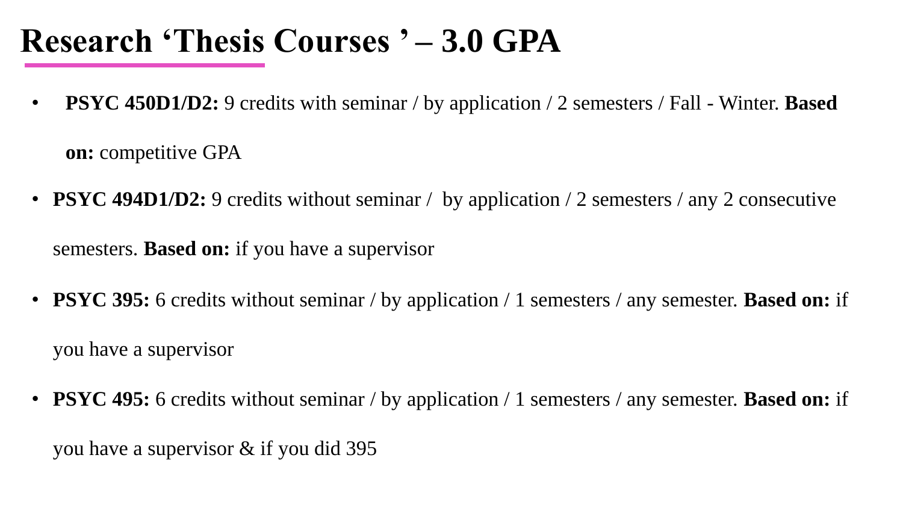# Research ‘Thesis Courses ’ – 3.0 GPA

- **PSYC 450D1/D2:** 9 credits with seminar / by application / 2 semesters / Fall - Winter. **Based on:** competitive GPA
- **PSYC 494D1/D2:** 9 credits without seminar / by application / 2 semesters / any 2 consecutive semesters. **Based on:** if you have a supervisor
- **PSYC 395:** 6 credits without seminar / by application / 1 semesters / any semester. **Based on:** if you have a supervisor
- **PSYC 495:** 6 credits without seminar / by application / 1 semesters / any semester. **Based on:** if you have a supervisor & if you did 395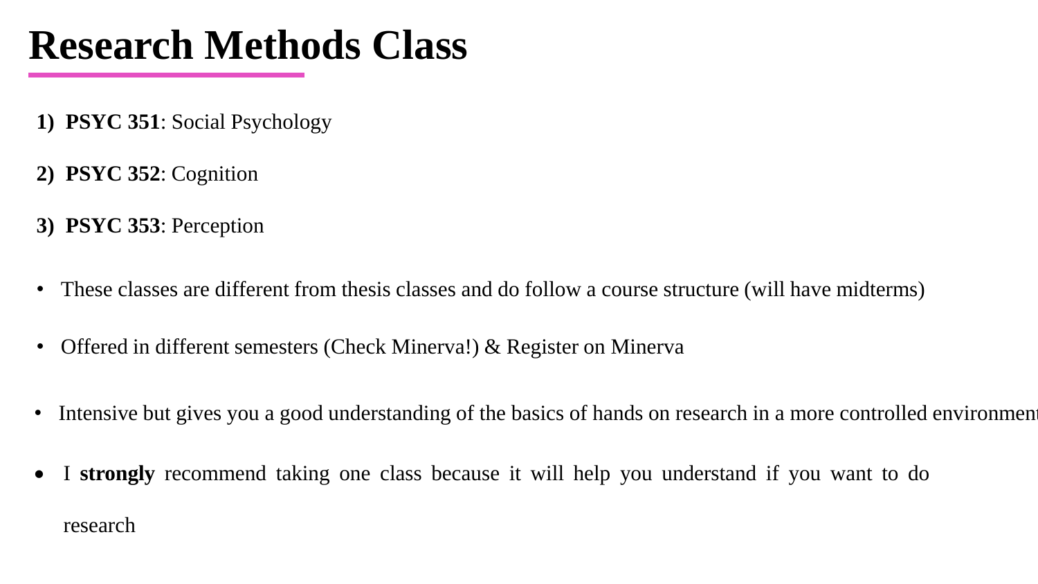# Research Methods Class

1) **PSYC 351**: Social Psychology
2) **PSYC 352**: Cognition
3) **PSYC 353**: Perception

- These classes are different from thesis classes and do follow a course structure (will have midterms)
- Offered in different semesters (Check Minerva!) & Register on Minerva
- Intensive but gives you a good understanding of the basics of hands on research in a more controlled environment
- I **strongly** recommend taking one class because it will help you understand if you want to do research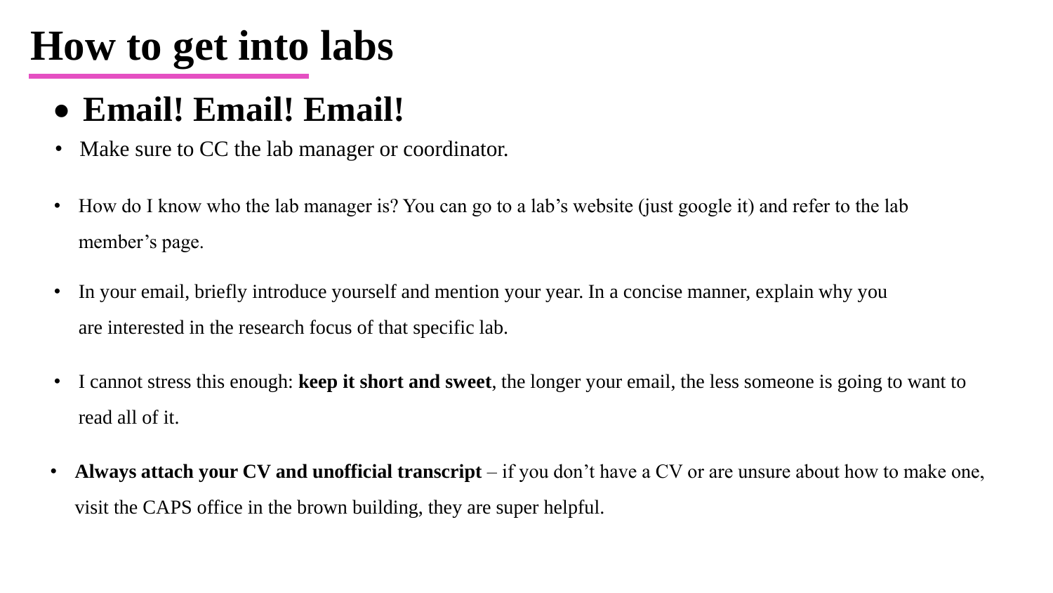# How to get into labs

- **Email! Email! Email!**
- Make sure to CC the lab manager or coordinator.
- How do I know who the lab manager is? You can go to a lab's website (just google it) and refer to the lab member's page.
- In your email, briefly introduce yourself and mention your year. In a concise manner, explain why you are interested in the research focus of that specific lab.
- I cannot stress this enough: **keep it short and sweet**, the longer your email, the less someone is going to want to read all of it.
- **Always attach your CV and unofficial transcript** – if you don't have a CV or are unsure about how to make one, visit the CAPS office in the brown building, they are super helpful.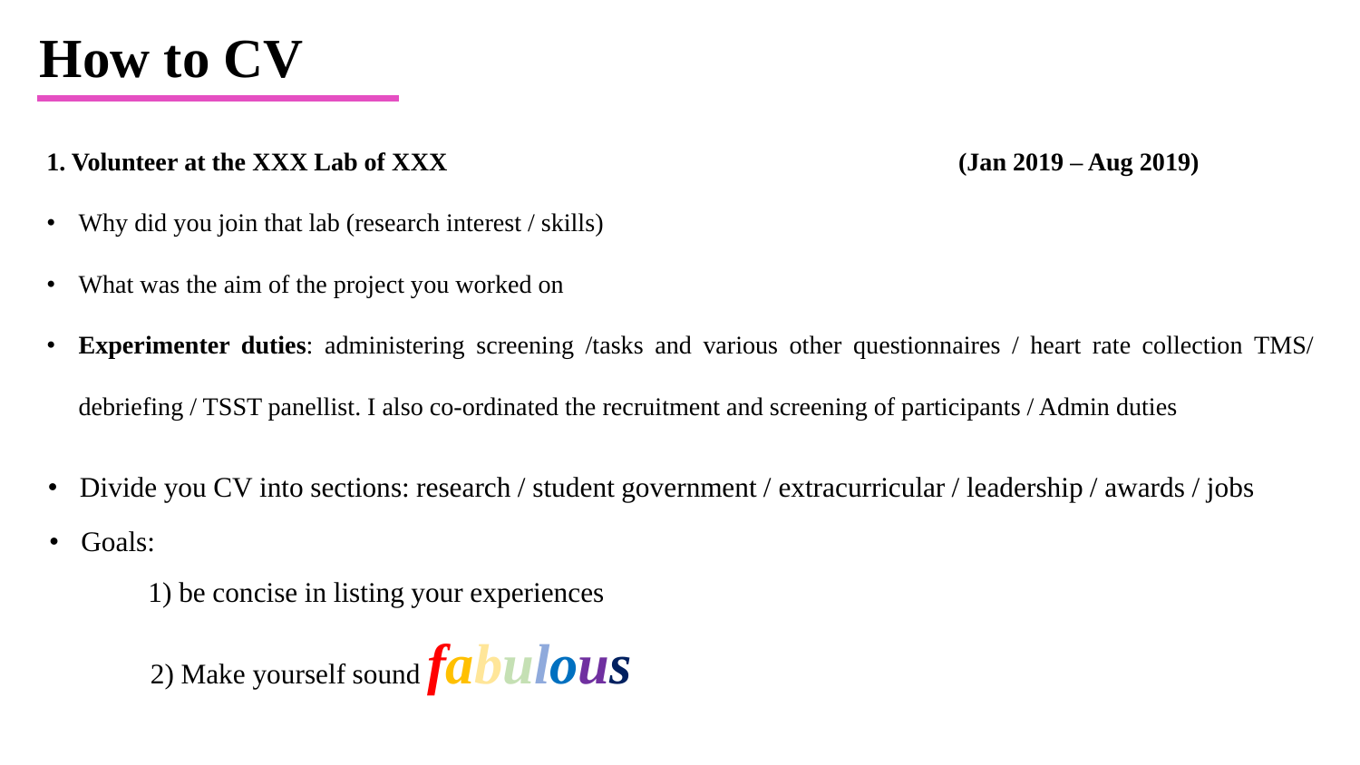# How to CV

**1. Volunteer at the XXX Lab of XXX** **(Jan 2019 – Aug 2019)**

- Why did you join that lab (research interest / skills)
- What was the aim of the project you worked on
- **Experimenter duties**: administering screening /tasks and various other questionnaires / heart rate collection TMS/ debriefing / TSST panellist. I also co-ordinated the recruitment and screening of participants / Admin duties

- Divide you CV into sections: research / student government / extracurricular / leadership / awards / jobs
- Goals:

  1) be concise in listing your experiences

  2) Make yourself sound ***fabulous***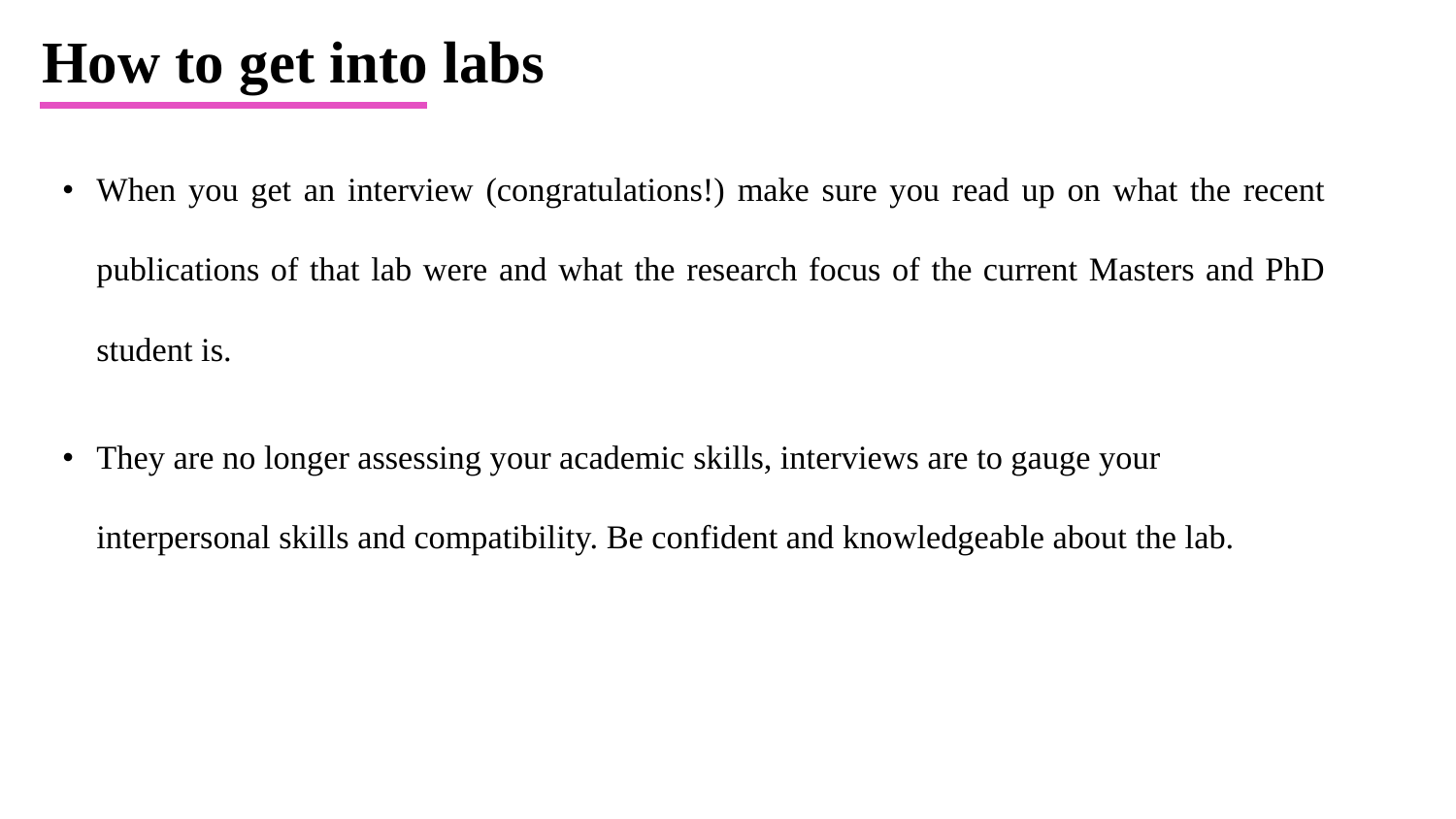# How to get into labs

- When you get an interview (congratulations!) make sure you read up on what the recent publications of that lab were and what the research focus of the current Masters and PhD student is.

- They are no longer assessing your academic skills, interviews are to gauge your interpersonal skills and compatibility. Be confident and knowledgeable about the lab.